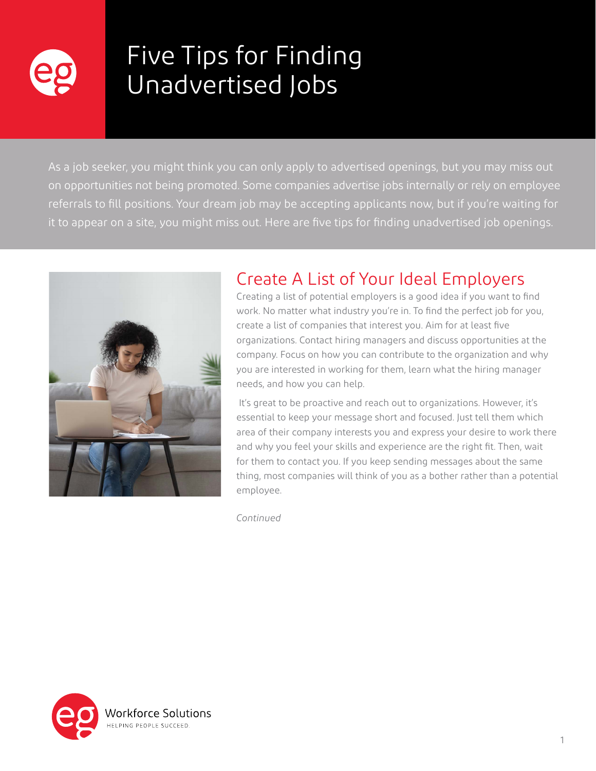# Five Tips for Finding Unadvertised Jobs

As a job seeker, you might think you can only apply to advertised openings, but you may miss out on opportunities not being promoted. Some companies advertise jobs internally or rely on employee referrals to fill positions. Your dream job may be accepting applicants now, but if you're waiting for it to appear on a site, you might miss out. Here are five tips for finding unadvertised job openings.

## Create A List of Your Ideal Employers

Creating a list of potential employers is a good idea if you want to find work. No matter what industry you're in. To find the perfect job for you, create a list of companies that interest you. Aim for at least five organizations. Contact hiring managers and discuss opportunities at the company. Focus on how you can contribute to the organization and why you are interested in working for them, learn what the hiring manager needs, and how you can help.

It's great to be proactive and reach out to organizations. However, it's essential to keep your message short and focused. Just tell them which area of their company interests you and express your desire to work there and why you feel your skills and experience are the right fit. Then, wait for them to contact you. If you keep sending messages about the same thing, most companies will think of you as a bother rather than a potential employee.

*Continued*

Workforce Solutions
HELPING PEOPLE SUCCEED.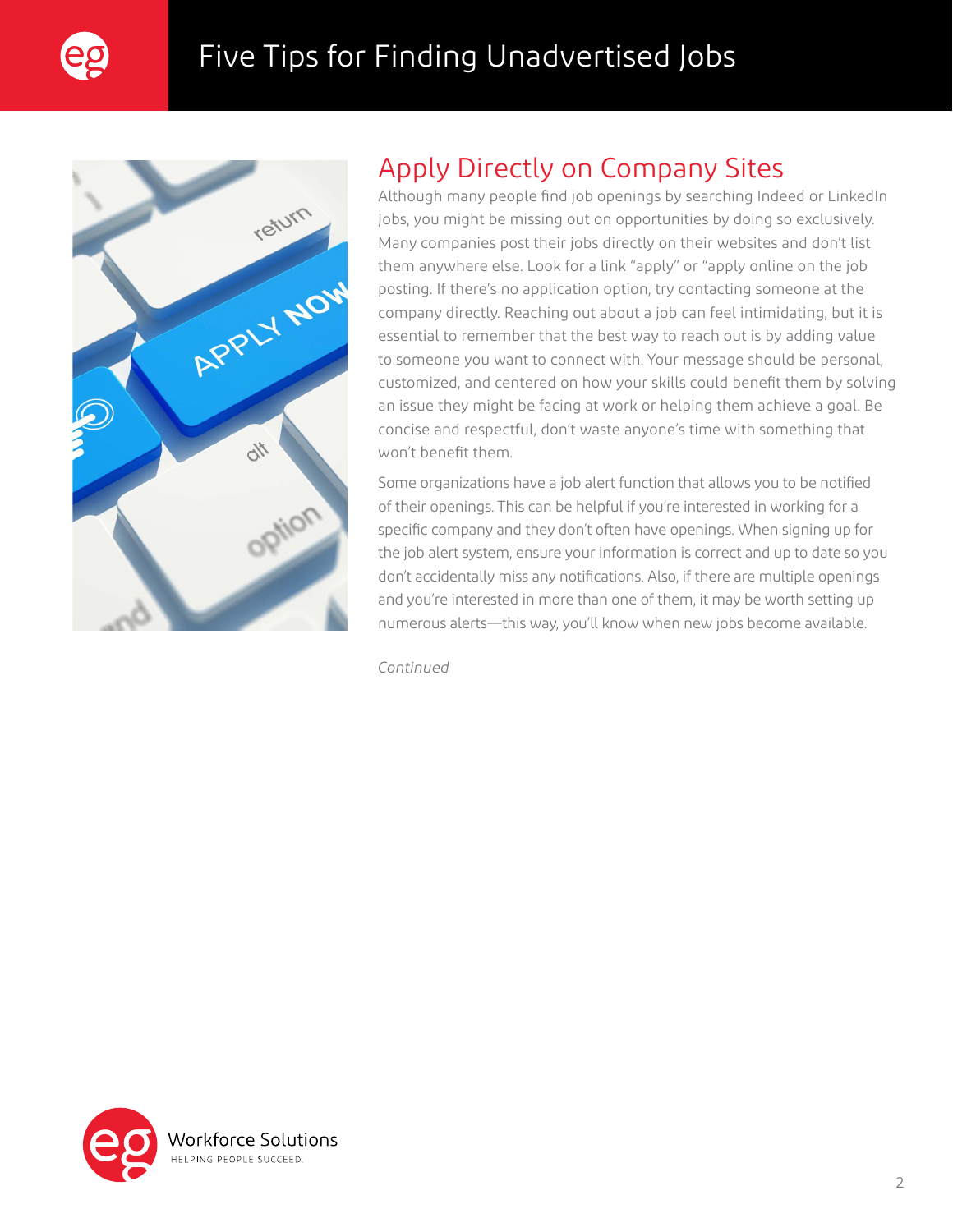## Apply Directly on Company Sites

Although many people find job openings by searching Indeed or LinkedIn Jobs, you might be missing out on opportunities by doing so exclusively. Many companies post their jobs directly on their websites and don't list them anywhere else. Look for a link "apply" or "apply online on the job posting. If there's no application option, try contacting someone at the company directly. Reaching out about a job can feel intimidating, but it is essential to remember that the best way to reach out is by adding value to someone you want to connect with. Your message should be personal, customized, and centered on how your skills could benefit them by solving an issue they might be facing at work or helping them achieve a goal. Be concise and respectful, don't waste anyone's time with something that won't benefit them.

Some organizations have a job alert function that allows you to be notified of their openings. This can be helpful if you're interested in working for a specific company and they don't often have openings. When signing up for the job alert system, ensure your information is correct and up to date so you don't accidentally miss any notifications. Also, if there are multiple openings and you're interested in more than one of them, it may be worth setting up numerous alerts—this way, you'll know when new jobs become available.

*Continued*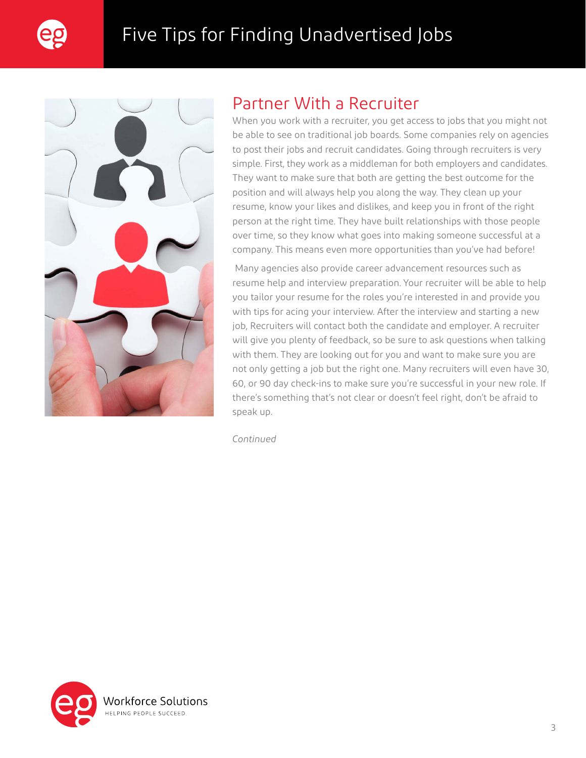## Partner With a Recruiter

When you work with a recruiter, you get access to jobs that you might not be able to see on traditional job boards. Some companies rely on agencies to post their jobs and recruit candidates. Going through recruiters is very simple. First, they work as a middleman for both employers and candidates. They want to make sure that both are getting the best outcome for the position and will always help you along the way. They clean up your resume, know your likes and dislikes, and keep you in front of the right person at the right time. They have built relationships with those people over time, so they know what goes into making someone successful at a company. This means even more opportunities than you've had before!

Many agencies also provide career advancement resources such as resume help and interview preparation. Your recruiter will be able to help you tailor your resume for the roles you're interested in and provide you with tips for acing your interview. After the interview and starting a new job, Recruiters will contact both the candidate and employer. A recruiter will give you plenty of feedback, so be sure to ask questions when talking with them. They are looking out for you and want to make sure you are not only getting a job but the right one. Many recruiters will even have 30, 60, or 90 day check-ins to make sure you're successful in your new role. If there's something that's not clear or doesn't feel right, don't be afraid to speak up.

*Continued*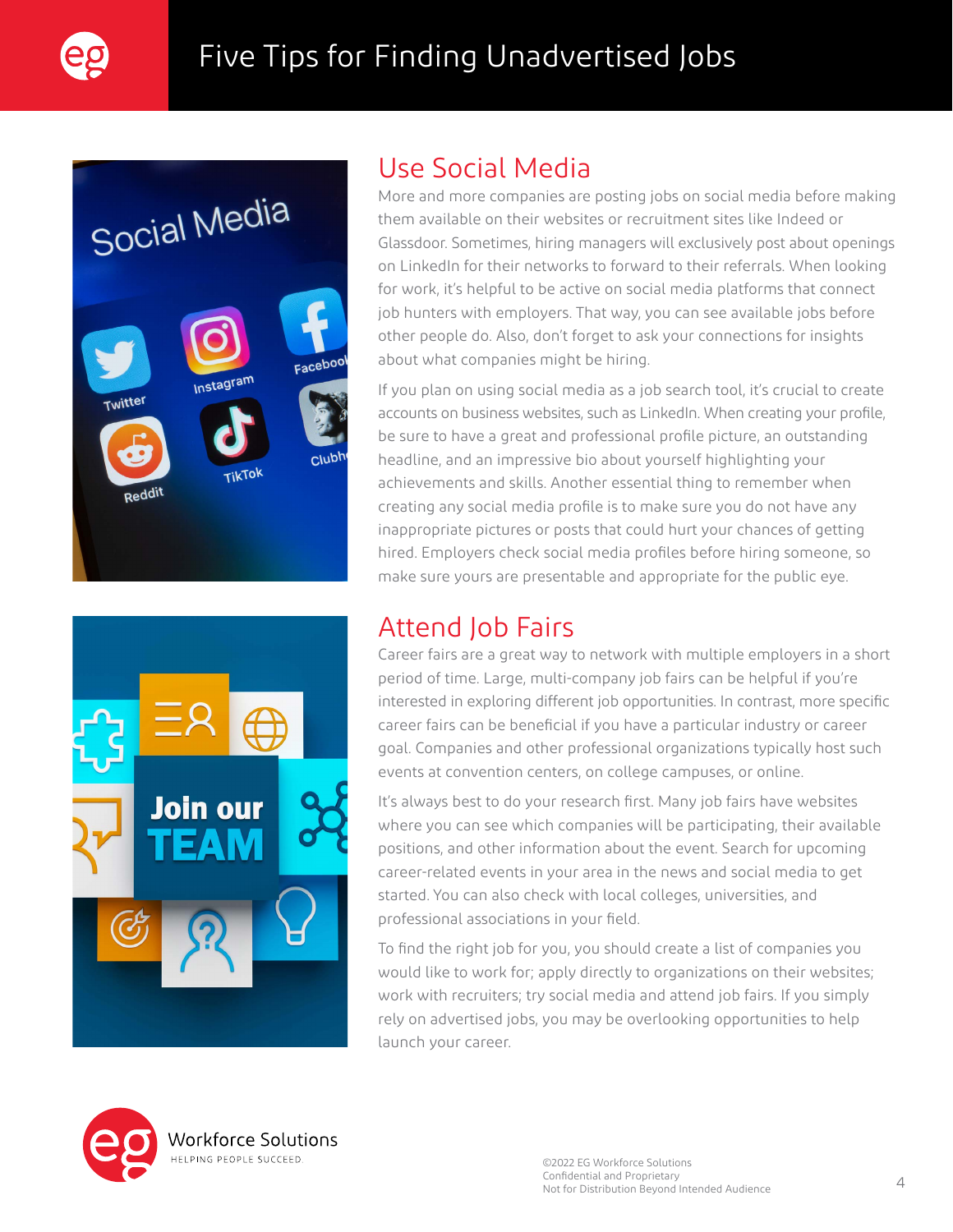# Five Tips for Finding Unadvertised Jobs

## Use Social Media

More and more companies are posting jobs on social media before making them available on their websites or recruitment sites like Indeed or Glassdoor. Sometimes, hiring managers will exclusively post about openings on LinkedIn for their networks to forward to their referrals. When looking for work, it's helpful to be active on social media platforms that connect job hunters with employers. That way, you can see available jobs before other people do. Also, don't forget to ask your connections for insights about what companies might be hiring.

If you plan on using social media as a job search tool, it's crucial to create accounts on business websites, such as LinkedIn. When creating your profile, be sure to have a great and professional profile picture, an outstanding headline, and an impressive bio about yourself highlighting your achievements and skills. Another essential thing to remember when creating any social media profile is to make sure you do not have any inappropriate pictures or posts that could hurt your chances of getting hired. Employers check social media profiles before hiring someone, so make sure yours are presentable and appropriate for the public eye.

## Attend Job Fairs

Career fairs are a great way to network with multiple employers in a short period of time. Large, multi-company job fairs can be helpful if you're interested in exploring different job opportunities. In contrast, more specific career fairs can be beneficial if you have a particular industry or career goal. Companies and other professional organizations typically host such events at convention centers, on college campuses, or online.

It's always best to do your research first. Many job fairs have websites where you can see which companies will be participating, their available positions, and other information about the event. Search for upcoming career-related events in your area in the news and social media to get started. You can also check with local colleges, universities, and professional associations in your field.

To find the right job for you, you should create a list of companies you would like to work for; apply directly to organizations on their websites; work with recruiters; try social media and attend job fairs. If you simply rely on advertised jobs, you may be overlooking opportunities to help launch your career.

Workforce Solutions
HELPING PEOPLE SUCCEED.

©2022 EG Workforce Solutions
Confidential and Proprietary
Not for Distribution Beyond Intended Audience